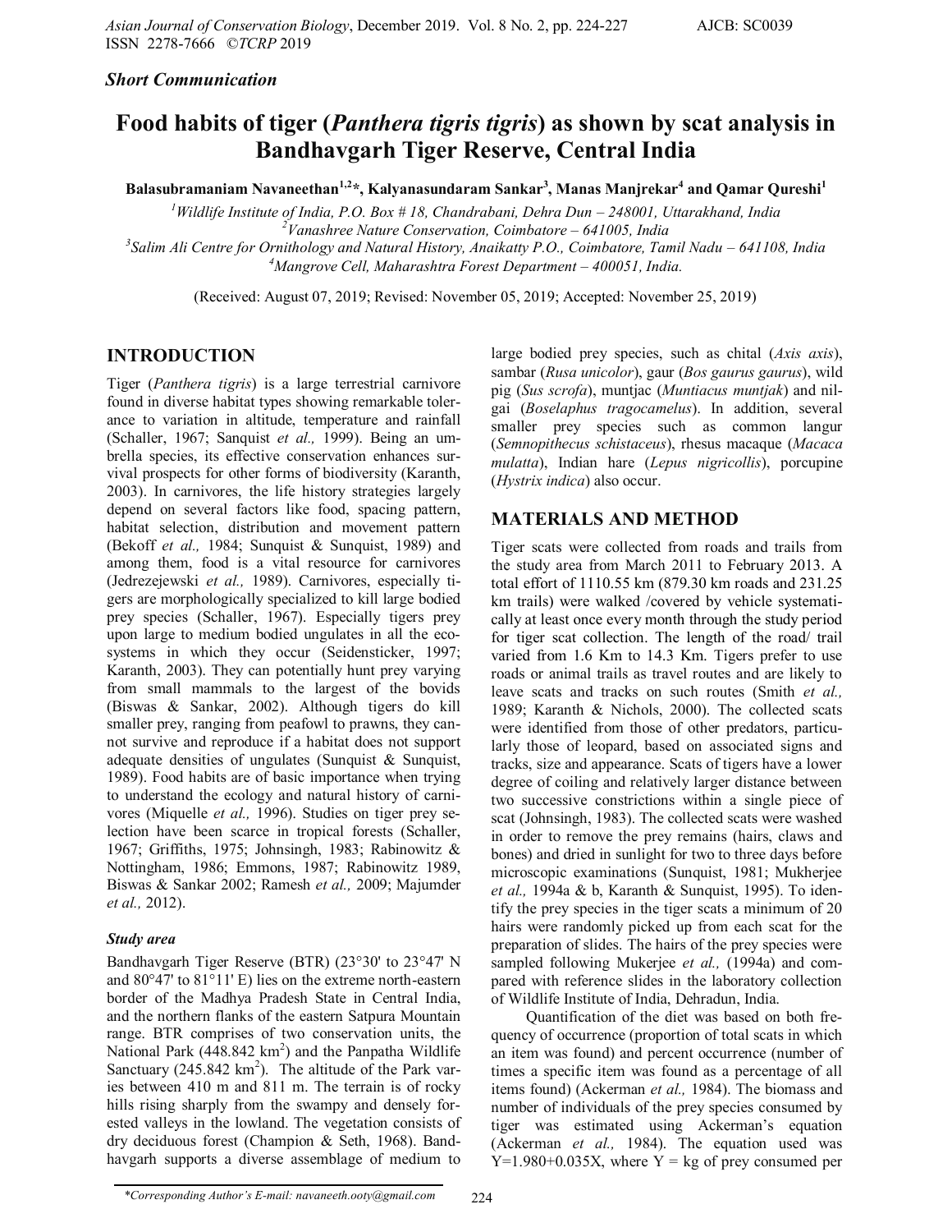*Short Communication*

# Food habits of tiger (*Panthera tigris tigris*) as shown by scat analysis in Bandhavgarh Tiger Reserve, Central India

**Balasubramaniam Navaneethan[1,2]*, Kalyanasundaram Sankar[3], Manas Manjrekar[4] and Qamar Qureshi[1]**

[1]Wildlife Institute of India, P.O. Box # 18, Chandrabani, Dehra Dun – 248001, Uttarakhand, India
[2]Vanashree Nature Conservation, Coimbatore – 641005, India
[3]Salim Ali Centre for Ornithology and Natural History, Anaikatty P.O., Coimbatore, Tamil Nadu – 641108, India
[4]Mangrove Cell, Maharashtra Forest Department – 400051, India.

(Received: August 07, 2019; Revised: November 05, 2019; Accepted: November 25, 2019)

## INTRODUCTION

Tiger (*Panthera tigris*) is a large terrestrial carnivore found in diverse habitat types showing remarkable tolerance to variation in altitude, temperature and rainfall (Schaller, 1967; Sanquist *et al.,* 1999). Being an umbrella species, its effective conservation enhances survival prospects for other forms of biodiversity (Karanth, 2003). In carnivores, the life history strategies largely depend on several factors like food, spacing pattern, habitat selection, distribution and movement pattern (Bekoff *et al.,* 1984; Sunquist & Sunquist, 1989) and among them, food is a vital resource for carnivores (Jedrezejewski *et al.,* 1989). Carnivores, especially tigers are morphologically specialized to kill large bodied prey species (Schaller, 1967). Especially tigers prey upon large to medium bodied ungulates in all the ecosystems in which they occur (Seidensticker, 1997; Karanth, 2003). They can potentially hunt prey varying from small mammals to the largest of the bovids (Biswas & Sankar, 2002). Although tigers do kill smaller prey, ranging from peafowl to prawns, they cannot survive and reproduce if a habitat does not support adequate densities of ungulates (Sunquist & Sunquist, 1989). Food habits are of basic importance when trying to understand the ecology and natural history of carnivores (Miquelle *et al.,* 1996). Studies on tiger prey selection have been scarce in tropical forests (Schaller, 1967; Griffiths, 1975; Johnsingh, 1983; Rabinowitz & Nottingham, 1986; Emmons, 1987; Rabinowitz 1989, Biswas & Sankar 2002; Ramesh *et al.,* 2009; Majumder *et al.,* 2012).

### *Study area*

Bandhavgarh Tiger Reserve (BTR) (23°30' to 23°47' N and 80°47' to 81°11' E) lies on the extreme north-eastern border of the Madhya Pradesh State in Central India, and the northern flanks of the eastern Satpura Mountain range. BTR comprises of two conservation units, the National Park (448.842 km$^2$) and the Panpatha Wildlife Sanctuary (245.842 km$^2$). The altitude of the Park varies between 410 m and 811 m. The terrain is of rocky hills rising sharply from the swampy and densely forested valleys in the lowland. The vegetation consists of dry deciduous forest (Champion & Seth, 1968). Bandhavgarh supports a diverse assemblage of medium to large bodied prey species, such as chital (*Axis axis*), sambar (*Rusa unicolor*), gaur (*Bos gaurus gaurus*), wild pig (*Sus scrofa*), muntjac (*Muntiacus muntjak*) and nilgai (*Boselaphus tragocamelus*). In addition, several smaller prey species such as common langur (*Semnopithecus schistaceus*), rhesus macaque (*Macaca mulatta*), Indian hare (*Lepus nigricollis*), porcupine (*Hystrix indica*) also occur.

## MATERIALS AND METHOD

Tiger scats were collected from roads and trails from the study area from March 2011 to February 2013. A total effort of 1110.55 km (879.30 km roads and 231.25 km trails) were walked /covered by vehicle systematically at least once every month through the study period for tiger scat collection. The length of the road/ trail varied from 1.6 Km to 14.3 Km. Tigers prefer to use roads or animal trails as travel routes and are likely to leave scats and tracks on such routes (Smith *et al.,* 1989; Karanth & Nichols, 2000). The collected scats were identified from those of other predators, particularly those of leopard, based on associated signs and tracks, size and appearance. Scats of tigers have a lower degree of coiling and relatively larger distance between two successive constrictions within a single piece of scat (Johnsingh, 1983). The collected scats were washed in order to remove the prey remains (hairs, claws and bones) and dried in sunlight for two to three days before microscopic examinations (Sunquist, 1981; Mukherjee *et al.,* 1994a & b, Karanth & Sunquist, 1995). To identify the prey species in the tiger scats a minimum of 20 hairs were randomly picked up from each scat for the preparation of slides. The hairs of the prey species were sampled following Mukerjee *et al.,* (1994a) and compared with reference slides in the laboratory collection of Wildlife Institute of India, Dehradun, India.

Quantification of the diet was based on both frequency of occurrence (proportion of total scats in which an item was found) and percent occurrence (number of times a specific item was found as a percentage of all items found) (Ackerman *et al.,* 1984). The biomass and number of individuals of the prey species consumed by tiger was estimated using Ackerman's equation (Ackerman *et al.,* 1984). The equation used was $Y=1.980+0.035X$, where Y = kg of prey consumed per

*Corresponding Author's E-mail: navaneeth.ooty@gmail.com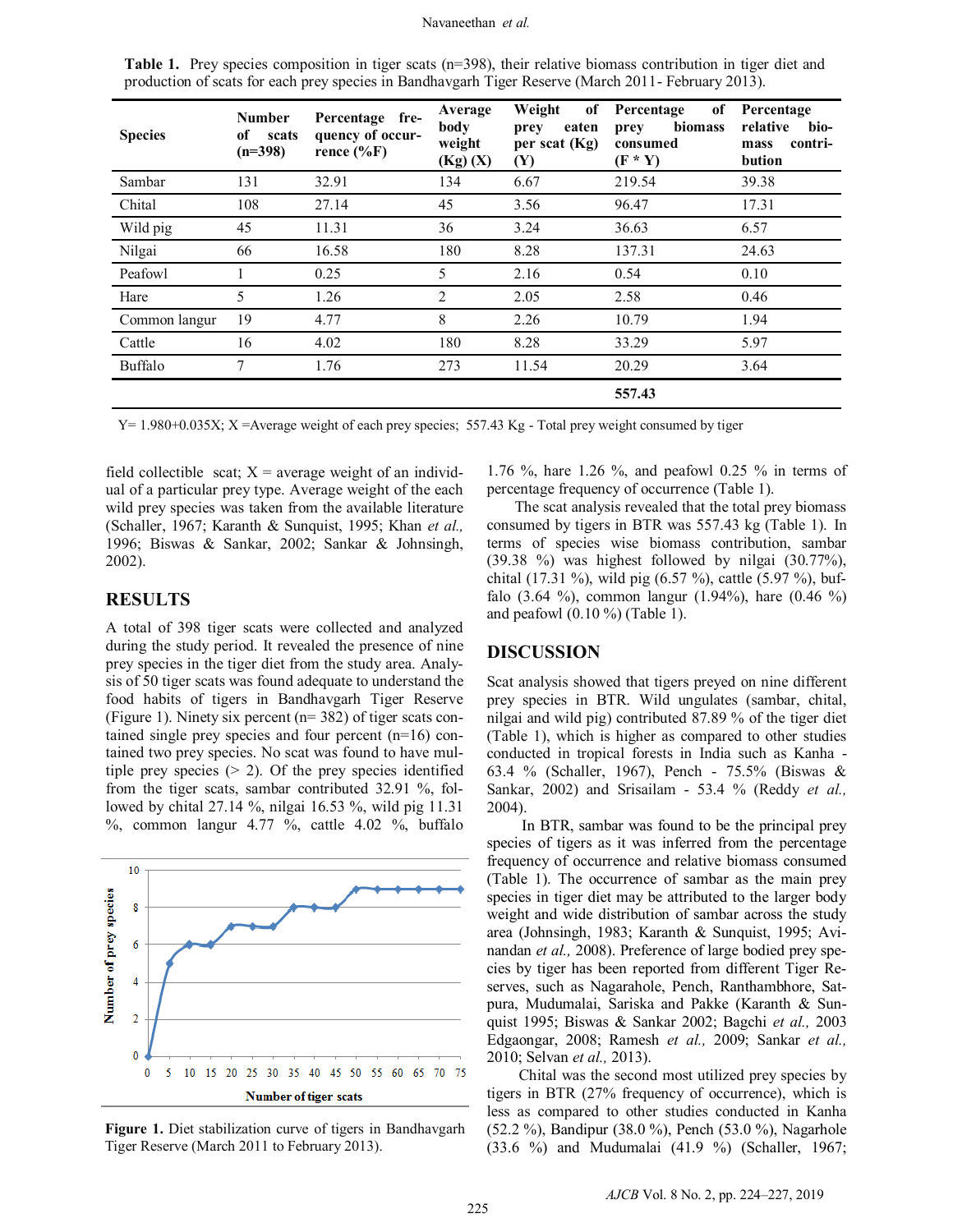**Table 1.** Prey species composition in tiger scats (n=398), their relative biomass contribution in tiger diet and production of scats for each prey species in Bandhavgarh Tiger Reserve (March 2011- February 2013).

| Species | Number of scats (n=398) | Percentage frequency of occurrence (%F) | Average body weight (Kg) (X) | Weight of prey eaten per scat (Kg) (Y) | Percentage of prey biomass consumed (F * Y) | Percentage relative biomass contribution |
|---|---|---|---|---|---|---|
| Sambar | 131 | 32.91 | 134 | 6.67 | 219.54 | 39.38 |
| Chital | 108 | 27.14 | 45 | 3.56 | 96.47 | 17.31 |
| Wild pig | 45 | 11.31 | 36 | 3.24 | 36.63 | 6.57 |
| Nilgai | 66 | 16.58 | 180 | 8.28 | 137.31 | 24.63 |
| Peafowl | 1 | 0.25 | 5 | 2.16 | 0.54 | 0.10 |
| Hare | 5 | 1.26 | 2 | 2.05 | 2.58 | 0.46 |
| Common langur | 19 | 4.77 | 8 | 2.26 | 10.79 | 1.94 |
| Cattle | 16 | 4.02 | 180 | 8.28 | 33.29 | 5.97 |
| Buffalo | 7 | 1.76 | 273 | 11.54 | 20.29 | 3.64 |
| | | | | | **557.43** | |

Y= 1.980+0.035X; X =Average weight of each prey species; 557.43 Kg - Total prey weight consumed by tiger

field collectible scat; X = average weight of an individual of a particular prey type. Average weight of the each wild prey species was taken from the available literature (Schaller, 1967; Karanth & Sunquist, 1995; Khan *et al.,* 1996; Biswas & Sankar, 2002; Sankar & Johnsingh, 2002).

## RESULTS

A total of 398 tiger scats were collected and analyzed during the study period. It revealed the presence of nine prey species in the tiger diet from the study area. Analysis of 50 tiger scats was found adequate to understand the food habits of tigers in Bandhavgarh Tiger Reserve (Figure 1). Ninety six percent (n= 382) of tiger scats contained single prey species and four percent (n=16) contained two prey species. No scat was found to have multiple prey species (> 2). Of the prey species identified from the tiger scats, sambar contributed 32.91 %, followed by chital 27.14 %, nilgai 16.53 %, wild pig 11.31 %, common langur 4.77 %, cattle 4.02 %, buffalo 1.76 %, hare 1.26 %, and peafowl 0.25 % in terms of percentage frequency of occurrence (Table 1).

**Figure 1.** Diet stabilization curve of tigers in Bandhavgarh Tiger Reserve (March 2011 to February 2013).

The scat analysis revealed that the total prey biomass consumed by tigers in BTR was 557.43 kg (Table 1). In terms of species wise biomass contribution, sambar (39.38 %) was highest followed by nilgai (30.77%), chital (17.31 %), wild pig (6.57 %), cattle (5.97 %), buffalo (3.64 %), common langur (1.94%), hare (0.46 %) and peafowl (0.10 %) (Table 1).

## DISCUSSION

Scat analysis showed that tigers preyed on nine different prey species in BTR. Wild ungulates (sambar, chital, nilgai and wild pig) contributed 87.89 % of the tiger diet (Table 1), which is higher as compared to other studies conducted in tropical forests in India such as Kanha - 63.4 % (Schaller, 1967), Pench - 75.5% (Biswas & Sankar, 2002) and Srisailam - 53.4 % (Reddy *et al.,* 2004).

In BTR, sambar was found to be the principal prey species of tigers as it was inferred from the percentage frequency of occurrence and relative biomass consumed (Table 1). The occurrence of sambar as the main prey species in tiger diet may be attributed to the larger body weight and wide distribution of sambar across the study area (Johnsingh, 1983; Karanth & Sunquist, 1995; Avinandan *et al.,* 2008). Preference of large bodied prey species by tiger has been reported from different Tiger Reserves, such as Nagarahole, Pench, Ranthambhore, Satpura, Mudumalai, Sariska and Pakke (Karanth & Sunquist 1995; Biswas & Sankar 2002; Bagchi *et al.,* 2003 Edgaongar, 2008; Ramesh *et al.,* 2009; Sankar *et al.,* 2010; Selvan *et al.,* 2013).

Chital was the second most utilized prey species by tigers in BTR (27% frequency of occurrence), which is less as compared to other studies conducted in Kanha (52.2 %), Bandipur (38.0 %), Pench (53.0 %), Nagarhole (33.6 %) and Mudumalai (41.9 %) (Schaller, 1967;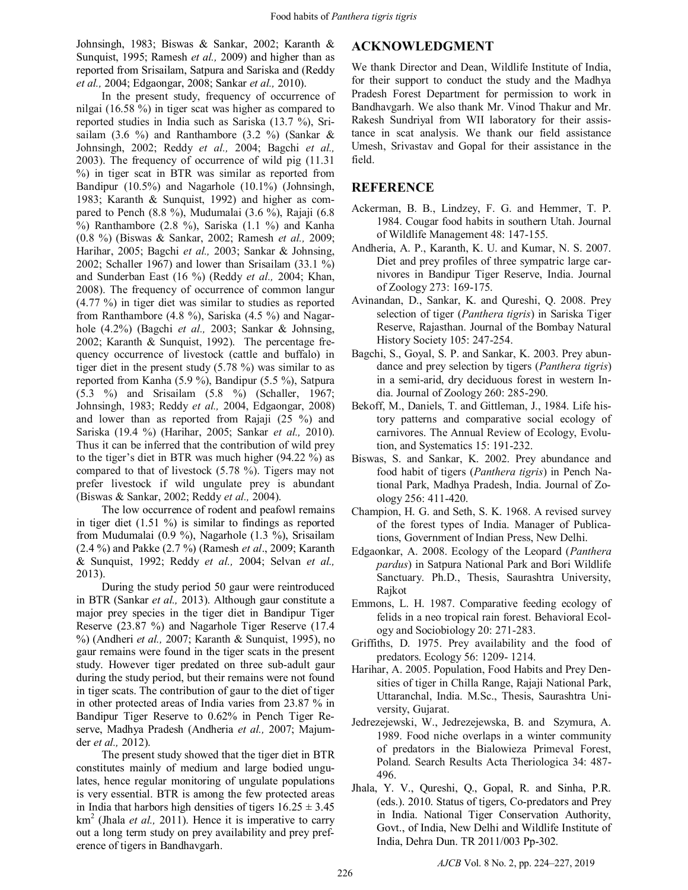Johnsingh, 1983; Biswas & Sankar, 2002; Karanth & Sunquist, 1995; Ramesh *et al.,* 2009) and higher than as reported from Srisailam, Satpura and Sariska and (Reddy *et al.,* 2004; Edgaongar, 2008; Sankar *et al.,* 2010).

In the present study, frequency of occurrence of nilgai (16.58 %) in tiger scat was higher as compared to reported studies in India such as Sariska (13.7 %), Srisailam (3.6 %) and Ranthambore (3.2 %) (Sankar & Johnsingh, 2002; Reddy *et al.,* 2004; Bagchi *et al.,* 2003). The frequency of occurrence of wild pig (11.31 %) in tiger scat in BTR was similar as reported from Bandipur (10.5%) and Nagarhole (10.1%) (Johnsingh, 1983; Karanth & Sunquist, 1992) and higher as compared to Pench (8.8 %), Mudumalai (3.6 %), Rajaji (6.8 %) Ranthambore (2.8 %), Sariska (1.1 %) and Kanha (0.8 %) (Biswas & Sankar, 2002; Ramesh *et al.,* 2009; Harihar, 2005; Bagchi *et al.,* 2003; Sankar & Johnsing, 2002; Schaller 1967) and lower than Srisailam (33.1 %) and Sunderban East (16 %) (Reddy *et al.,* 2004; Khan, 2008). The frequency of occurrence of common langur (4.77 %) in tiger diet was similar to studies as reported from Ranthambore (4.8 %), Sariska (4.5 %) and Nagarhole (4.2%) (Bagchi *et al.,* 2003; Sankar & Johnsing, 2002; Karanth & Sunquist, 1992). The percentage frequency occurrence of livestock (cattle and buffalo) in tiger diet in the present study (5.78 %) was similar to as reported from Kanha (5.9 %), Bandipur (5.5 %), Satpura (5.3 %) and Srisailam (5.8 %) (Schaller, 1967; Johnsingh, 1983; Reddy *et al.,* 2004, Edgaongar, 2008) and lower than as reported from Rajaji (25 %) and Sariska (19.4 %) (Harihar, 2005; Sankar *et al.,* 2010). Thus it can be inferred that the contribution of wild prey to the tiger's diet in BTR was much higher (94.22 %) as compared to that of livestock (5.78 %). Tigers may not prefer livestock if wild ungulate prey is abundant (Biswas & Sankar, 2002; Reddy *et al.,* 2004).

The low occurrence of rodent and peafowl remains in tiger diet (1.51 %) is similar to findings as reported from Mudumalai (0.9 %), Nagarhole (1.3 %), Srisailam (2.4 %) and Pakke (2.7 %) (Ramesh *et al*., 2009; Karanth & Sunquist, 1992; Reddy *et al.,* 2004; Selvan *et al.,* 2013).

During the study period 50 gaur were reintroduced in BTR (Sankar *et al.,* 2013). Although gaur constitute a major prey species in the tiger diet in Bandipur Tiger Reserve (23.87 %) and Nagarhole Tiger Reserve (17.4 %) (Andheri *et al.,* 2007; Karanth & Sunquist, 1995), no gaur remains were found in the tiger scats in the present study. However tiger predated on three sub-adult gaur during the study period, but their remains were not found in tiger scats. The contribution of gaur to the diet of tiger in other protected areas of India varies from 23.87 % in Bandipur Tiger Reserve to 0.62% in Pench Tiger Reserve, Madhya Pradesh (Andheria *et al.,* 2007; Majumder *et al.,* 2012).

The present study showed that the tiger diet in BTR constitutes mainly of medium and large bodied ungulates, hence regular monitoring of ungulate populations is very essential. BTR is among the few protected areas in India that harbors high densities of tigers 16.25 ± 3.45 km$^2$ (Jhala *et al.,* 2011). Hence it is imperative to carry out a long term study on prey availability and prey preference of tigers in Bandhavgarh.

## ACKNOWLEDGMENT

We thank Director and Dean, Wildlife Institute of India, for their support to conduct the study and the Madhya Pradesh Forest Department for permission to work in Bandhavgarh. We also thank Mr. Vinod Thakur and Mr. Rakesh Sundriyal from WII laboratory for their assistance in scat analysis. We thank our field assistance Umesh, Srivastav and Gopal for their assistance in the field.

## REFERENCE

Ackerman, B. B., Lindzey, F. G. and Hemmer, T. P. 1984. Cougar food habits in southern Utah. Journal of Wildlife Management 48: 147-155.

Andheria, A. P., Karanth, K. U. and Kumar, N. S. 2007. Diet and prey profiles of three sympatric large carnivores in Bandipur Tiger Reserve, India. Journal of Zoology 273: 169-175.

Avinandan, D., Sankar, K. and Qureshi, Q. 2008. Prey selection of tiger (*Panthera tigris*) in Sariska Tiger Reserve, Rajasthan. Journal of the Bombay Natural History Society 105: 247-254.

Bagchi, S., Goyal, S. P. and Sankar, K. 2003. Prey abundance and prey selection by tigers (*Panthera tigris*) in a semi-arid, dry deciduous forest in western India. Journal of Zoology 260: 285-290.

Bekoff, M., Daniels, T. and Gittleman, J., 1984. Life history patterns and comparative social ecology of carnivores. The Annual Review of Ecology, Evolution, and Systematics 15: 191-232.

Biswas, S. and Sankar, K. 2002. Prey abundance and food habit of tigers (*Panthera tigris*) in Pench National Park, Madhya Pradesh, India. Journal of Zoology 256: 411-420.

Champion, H. G. and Seth, S. K. 1968. A revised survey of the forest types of India. Manager of Publications, Government of Indian Press, New Delhi.

Edgaonkar, A. 2008. Ecology of the Leopard (*Panthera pardus*) in Satpura National Park and Bori Wildlife Sanctuary. Ph.D., Thesis, Saurashtra University, Rajkot

Emmons, L. H. 1987. Comparative feeding ecology of felids in a neo tropical rain forest. Behavioral Ecology and Sociobiology 20: 271-283.

Griffiths, D. 1975. Prey availability and the food of predators. Ecology 56: 1209- 1214.

Harihar, A. 2005. Population, Food Habits and Prey Densities of tiger in Chilla Range, Rajaji National Park, Uttaranchal, India. M.Sc., Thesis, Saurashtra University, Gujarat.

Jedrezejewski, W., Jedrezejewska, B. and Szymura, A. 1989. Food niche overlaps in a winter community of predators in the Bialowieza Primeval Forest, Poland. Search Results Acta Theriologica 34: 487-496.

Jhala, Y. V., Qureshi, Q., Gopal, R. and Sinha, P.R. (eds.). 2010. Status of tigers, Co-predators and Prey in India. National Tiger Conservation Authority, Govt., of India, New Delhi and Wildlife Institute of India, Dehra Dun. TR 2011/003 Pp-302.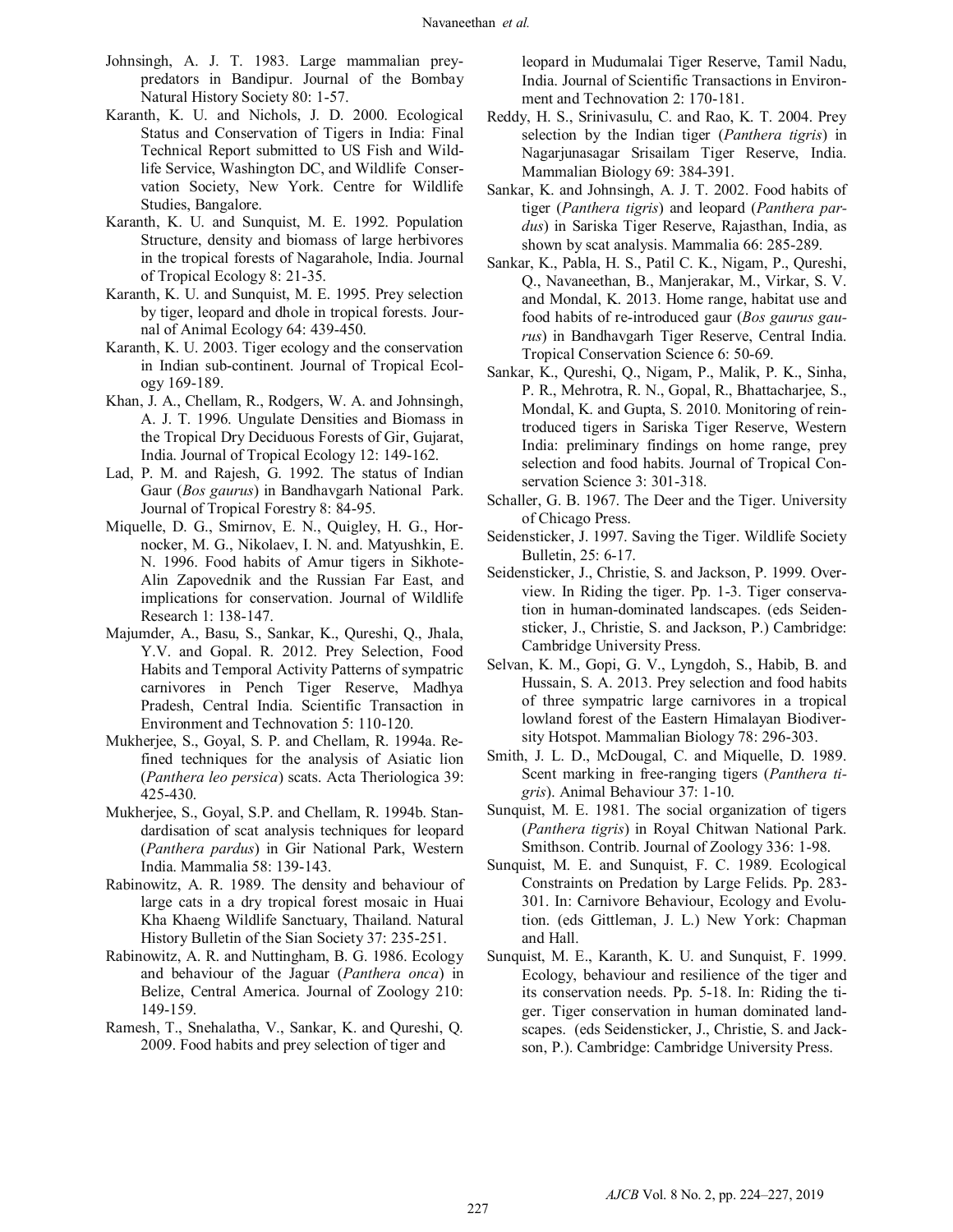Johnsingh, A. J. T. 1983. Large mammalian prey-predators in Bandipur. Journal of the Bombay Natural History Society 80: 1-57.

Karanth, K. U. and Nichols, J. D. 2000. Ecological Status and Conservation of Tigers in India: Final Technical Report submitted to US Fish and Wildlife Service, Washington DC, and Wildlife Conservation Society, New York. Centre for Wildlife Studies, Bangalore.

Karanth, K. U. and Sunquist, M. E. 1992. Population Structure, density and biomass of large herbivores in the tropical forests of Nagarahole, India. Journal of Tropical Ecology 8: 21-35.

Karanth, K. U. and Sunquist, M. E. 1995. Prey selection by tiger, leopard and dhole in tropical forests. Journal of Animal Ecology 64: 439-450.

Karanth, K. U. 2003. Tiger ecology and the conservation in Indian sub-continent. Journal of Tropical Ecology 169-189.

Khan, J. A., Chellam, R., Rodgers, W. A. and Johnsingh, A. J. T. 1996. Ungulate Densities and Biomass in the Tropical Dry Deciduous Forests of Gir, Gujarat, India. Journal of Tropical Ecology 12: 149-162.

Lad, P. M. and Rajesh, G. 1992. The status of Indian Gaur (*Bos gaurus*) in Bandhavgarh National Park. Journal of Tropical Forestry 8: 84-95.

Miquelle, D. G., Smirnov, E. N., Quigley, H. G., Hornocker, M. G., Nikolaev, I. N. and. Matyushkin, E. N. 1996. Food habits of Amur tigers in Sikhote-Alin Zapovednik and the Russian Far East, and implications for conservation. Journal of Wildlife Research 1: 138-147.

Majumder, A., Basu, S., Sankar, K., Qureshi, Q., Jhala, Y.V. and Gopal. R. 2012. Prey Selection, Food Habits and Temporal Activity Patterns of sympatric carnivores in Pench Tiger Reserve, Madhya Pradesh, Central India. Scientific Transaction in Environment and Technovation 5: 110-120.

Mukherjee, S., Goyal, S. P. and Chellam, R. 1994a. Refined techniques for the analysis of Asiatic lion (*Panthera leo persica*) scats. Acta Theriologica 39: 425-430.

Mukherjee, S., Goyal, S.P. and Chellam, R. 1994b. Standardisation of scat analysis techniques for leopard (*Panthera pardus*) in Gir National Park, Western India. Mammalia 58: 139-143.

Rabinowitz, A. R. 1989. The density and behaviour of large cats in a dry tropical forest mosaic in Huai Kha Khaeng Wildlife Sanctuary, Thailand. Natural History Bulletin of the Sian Society 37: 235-251.

Rabinowitz, A. R. and Nuttingham, B. G. 1986. Ecology and behaviour of the Jaguar (*Panthera onca*) in Belize, Central America. Journal of Zoology 210: 149-159.

Ramesh, T., Snehalatha, V., Sankar, K. and Qureshi, Q. 2009. Food habits and prey selection of tiger and leopard in Mudumalai Tiger Reserve, Tamil Nadu, India. Journal of Scientific Transactions in Environment and Technovation 2: 170-181.

Reddy, H. S., Srinivasulu, C. and Rao, K. T. 2004. Prey selection by the Indian tiger (*Panthera tigris*) in Nagarjunasagar Srisailam Tiger Reserve, India. Mammalian Biology 69: 384-391.

Sankar, K. and Johnsingh, A. J. T. 2002. Food habits of tiger (*Panthera tigris*) and leopard (*Panthera pardus*) in Sariska Tiger Reserve, Rajasthan, India, as shown by scat analysis. Mammalia 66: 285-289.

Sankar, K., Pabla, H. S., Patil C. K., Nigam, P., Qureshi, Q., Navaneethan, B., Manjerakar, M., Virkar, S. V. and Mondal, K. 2013. Home range, habitat use and food habits of re-introduced gaur (*Bos gaurus gaurus*) in Bandhavgarh Tiger Reserve, Central India. Tropical Conservation Science 6: 50-69.

Sankar, K., Qureshi, Q., Nigam, P., Malik, P. K., Sinha, P. R., Mehrotra, R. N., Gopal, R., Bhattacharjee, S., Mondal, K. and Gupta, S. 2010. Monitoring of reintroduced tigers in Sariska Tiger Reserve, Western India: preliminary findings on home range, prey selection and food habits. Journal of Tropical Conservation Science 3: 301-318.

Schaller, G. B. 1967. The Deer and the Tiger. University of Chicago Press.

Seidensticker, J. 1997. Saving the Tiger. Wildlife Society Bulletin, 25: 6-17.

Seidensticker, J., Christie, S. and Jackson, P. 1999. Overview. In Riding the tiger. Pp. 1-3. Tiger conservation in human-dominated landscapes. (eds Seidensticker, J., Christie, S. and Jackson, P.) Cambridge: Cambridge University Press.

Selvan, K. M., Gopi, G. V., Lyngdoh, S., Habib, B. and Hussain, S. A. 2013. Prey selection and food habits of three sympatric large carnivores in a tropical lowland forest of the Eastern Himalayan Biodiversity Hotspot. Mammalian Biology 78: 296-303.

Smith, J. L. D., McDougal, C. and Miquelle, D. 1989. Scent marking in free-ranging tigers (*Panthera tigris*). Animal Behaviour 37: 1-10.

Sunquist, M. E. 1981. The social organization of tigers (*Panthera tigris*) in Royal Chitwan National Park. Smithson. Contrib. Journal of Zoology 336: 1-98.

Sunquist, M. E. and Sunquist, F. C. 1989. Ecological Constraints on Predation by Large Felids. Pp. 283-301. In: Carnivore Behaviour, Ecology and Evolution. (eds Gittleman, J. L.) New York: Chapman and Hall.

Sunquist, M. E., Karanth, K. U. and Sunquist, F. 1999. Ecology, behaviour and resilience of the tiger and its conservation needs. Pp. 5-18. In: Riding the tiger. Tiger conservation in human dominated landscapes. (eds Seidensticker, J., Christie, S. and Jackson, P.). Cambridge: Cambridge University Press.